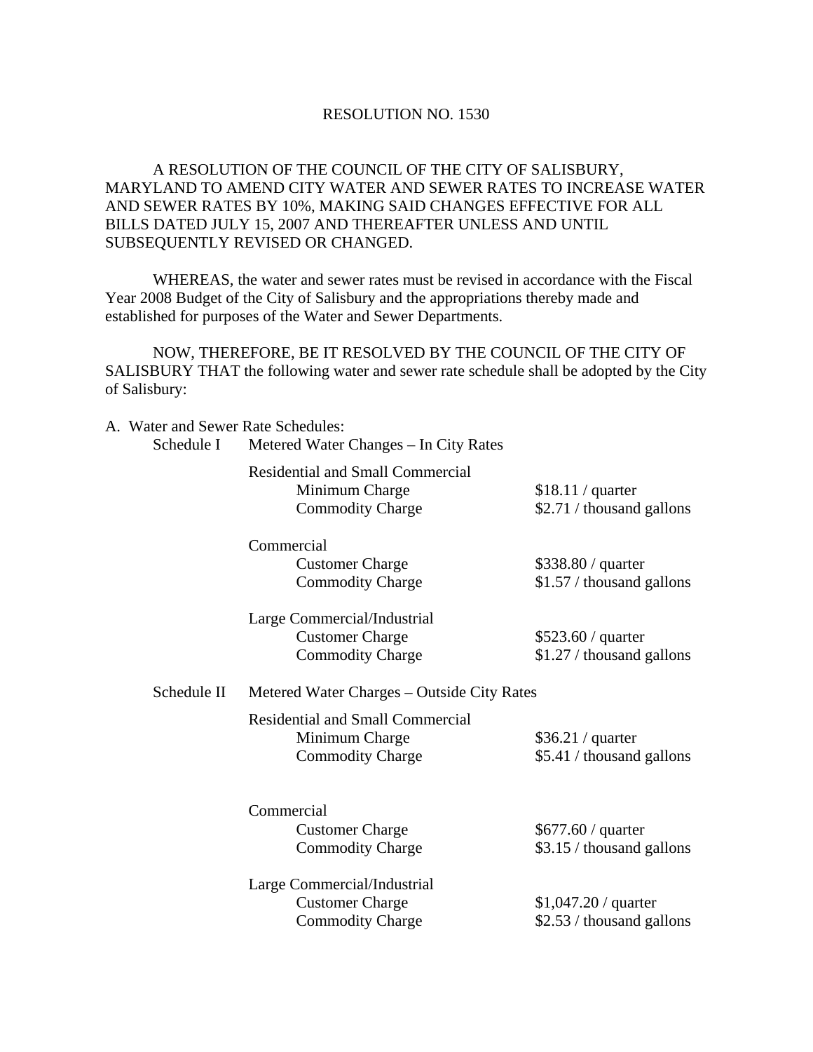# RESOLUTION NO. 1530

A RESOLUTION OF THE COUNCIL OF THE CITY OF SALISBURY, MARYLAND TO AMEND CITY WATER AND SEWER RATES TO INCREASE WATER AND SEWER RATES BY 10%, MAKING SAID CHANGES EFFECTIVE FOR ALL BILLS DATED JULY 15, 2007 AND THEREAFTER UNLESS AND UNTIL SUBSEQUENTLY REVISED OR CHANGED.

WHEREAS, the water and sewer rates must be revised in accordance with the Fiscal Year 2008 Budget of the City of Salisbury and the appropriations thereby made and established for purposes of the Water and Sewer Departments.

NOW, THEREFORE, BE IT RESOLVED BY THE COUNCIL OF THE CITY OF SALISBURY THAT the following water and sewer rate schedule shall be adopted by the City of Salisbury:

A. Water and Sewer Rate Schedules:

Schedule I — Metered Water Changes – In City Rates

| | | |
|---|---|---|
| Residential and Small Commercial | | |
| | Minimum Charge | $18.11 / quarter |
| | Commodity Charge | $2.71 / thousand gallons |
| Commercial | | |
| | Customer Charge | $338.80 / quarter |
| | Commodity Charge | $1.57 / thousand gallons |
| Large Commercial/Industrial | | |
| | Customer Charge | $523.60 / quarter |
| | Commodity Charge | $1.27 / thousand gallons |

Schedule II — Metered Water Charges – Outside City Rates

| | | |
|---|---|---|
| Residential and Small Commercial | | |
| | Minimum Charge | $36.21 / quarter |
| | Commodity Charge | $5.41 / thousand gallons |
| Commercial | | |
| | Customer Charge | $677.60 / quarter |
| | Commodity Charge | $3.15 / thousand gallons |
| Large Commercial/Industrial | | |
| | Customer Charge | $1,047.20 / quarter |
| | Commodity Charge | $2.53 / thousand gallons |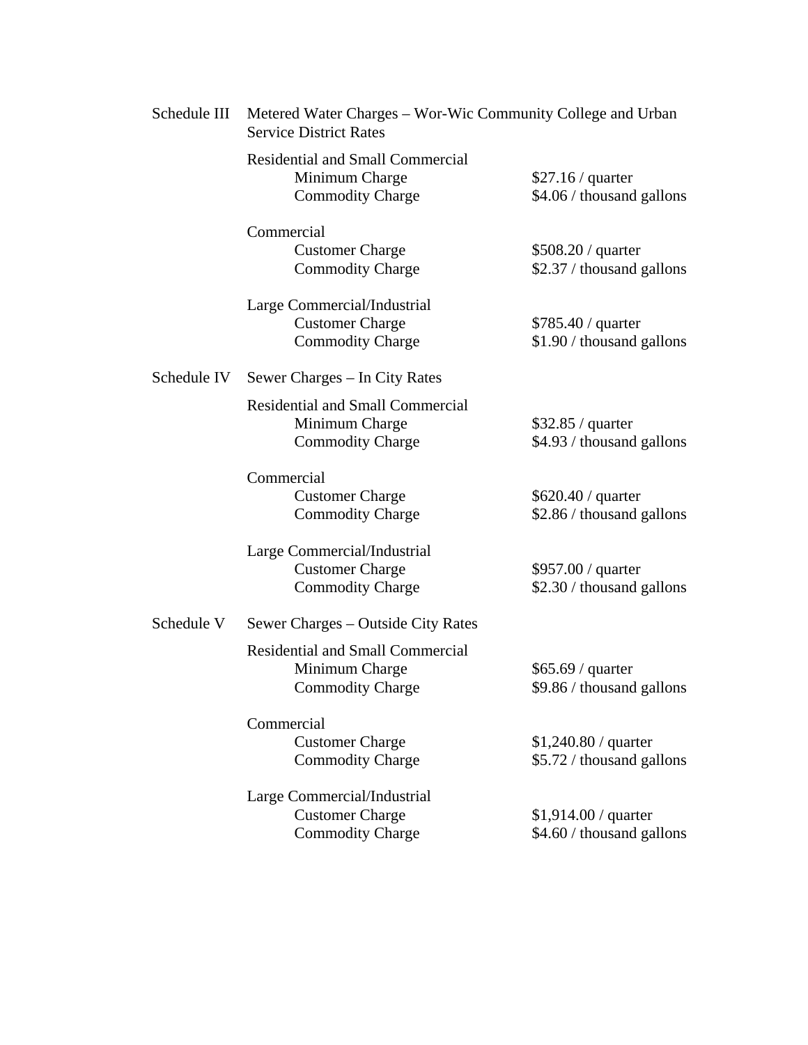Schedule III Metered Water Charges – Wor-Wic Community College and Urban Service District Rates

| | |
|---|---|
| **Residential and Small Commercial** | |
| Minimum Charge | $27.16 / quarter |
| Commodity Charge | $4.06 / thousand gallons |
| **Commercial** | |
| Customer Charge | $508.20 / quarter |
| Commodity Charge | $2.37 / thousand gallons |
| **Large Commercial/Industrial** | |
| Customer Charge | $785.40 / quarter |
| Commodity Charge | $1.90 / thousand gallons |

Schedule IV Sewer Charges – In City Rates

| | |
|---|---|
| **Residential and Small Commercial** | |
| Minimum Charge | $32.85 / quarter |
| Commodity Charge | $4.93 / thousand gallons |
| **Commercial** | |
| Customer Charge | $620.40 / quarter |
| Commodity Charge | $2.86 / thousand gallons |
| **Large Commercial/Industrial** | |
| Customer Charge | $957.00 / quarter |
| Commodity Charge | $2.30 / thousand gallons |

Schedule V Sewer Charges – Outside City Rates

| | |
|---|---|
| **Residential and Small Commercial** | |
| Minimum Charge | $65.69 / quarter |
| Commodity Charge | $9.86 / thousand gallons |
| **Commercial** | |
| Customer Charge | $1,240.80 / quarter |
| Commodity Charge | $5.72 / thousand gallons |
| **Large Commercial/Industrial** | |
| Customer Charge | $1,914.00 / quarter |
| Commodity Charge | $4.60 / thousand gallons |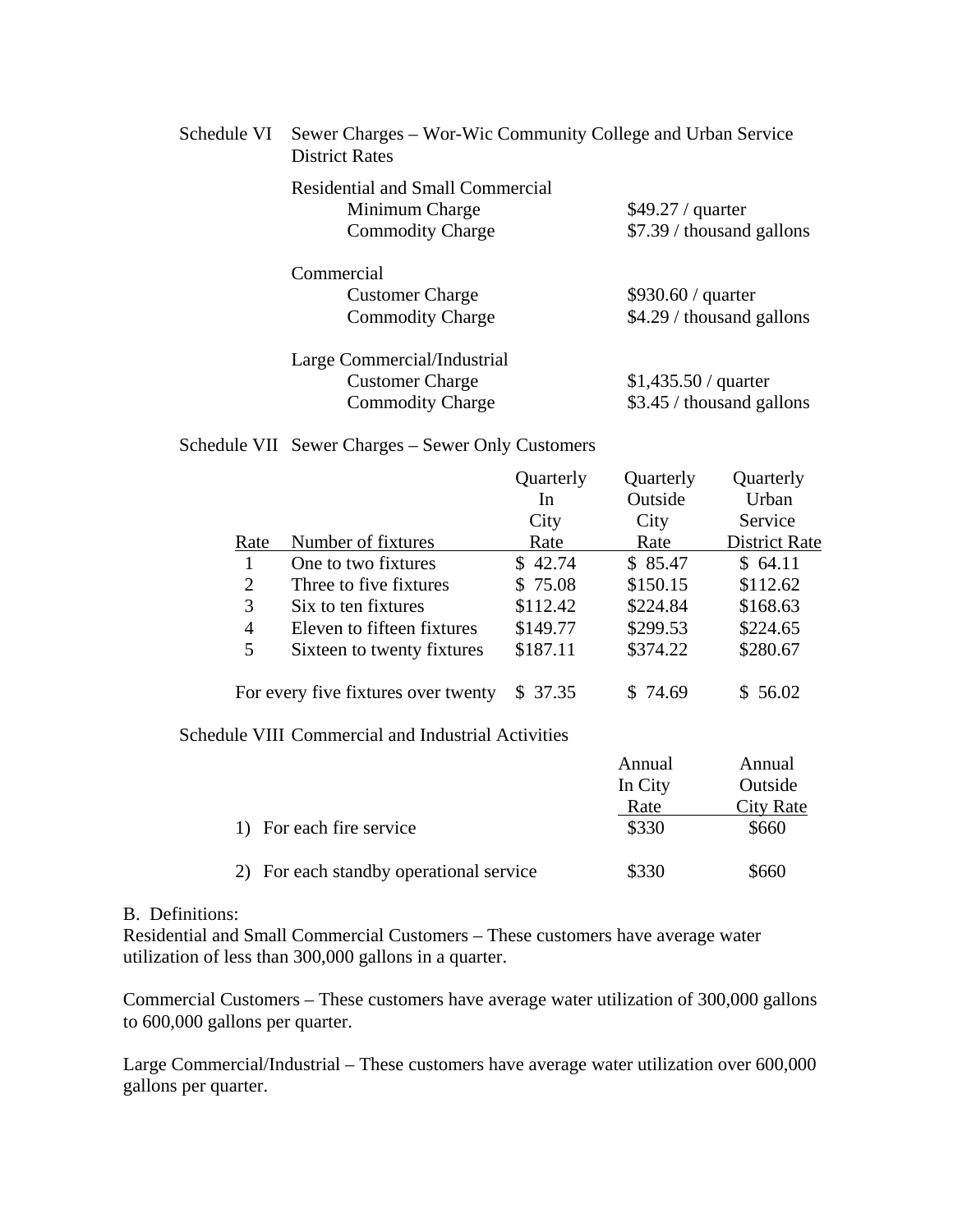Schedule VI Sewer Charges – Wor-Wic Community College and Urban Service District Rates

| | |
|---|---|
| **Residential and Small Commercial** | |
| Minimum Charge | $49.27 / quarter |
| Commodity Charge | $7.39 / thousand gallons |
| **Commercial** | |
| Customer Charge | $930.60 / quarter |
| Commodity Charge | $4.29 / thousand gallons |
| **Large Commercial/Industrial** | |
| Customer Charge | $1,435.50 / quarter |
| Commodity Charge | $3.45 / thousand gallons |

Schedule VII Sewer Charges – Sewer Only Customers

| Rate | Number of fixtures | Quarterly In City Rate | Quarterly Outside City Rate | Quarterly Urban Service District Rate |
|---|---|---|---|---|
| 1 | One to two fixtures | $ 42.74 | $ 85.47 | $ 64.11 |
| 2 | Three to five fixtures | $ 75.08 | $150.15 | $112.62 |
| 3 | Six to ten fixtures | $112.42 | $224.84 | $168.63 |
| 4 | Eleven to fifteen fixtures | $149.77 | $299.53 | $224.65 |
| 5 | Sixteen to twenty fixtures | $187.11 | $374.22 | $280.67 |
| For every five fixtures over twenty | | $ 37.35 | $ 74.69 | $ 56.02 |

Schedule VIII Commercial and Industrial Activities

| | Annual In City Rate | Annual Outside City Rate |
|---|---|---|
| 1) For each fire service | $330 | $660 |
| 2) For each standby operational service | $330 | $660 |

B. Definitions:

Residential and Small Commercial Customers – These customers have average water utilization of less than 300,000 gallons in a quarter.

Commercial Customers – These customers have average water utilization of 300,000 gallons to 600,000 gallons per quarter.

Large Commercial/Industrial – These customers have average water utilization over 600,000 gallons per quarter.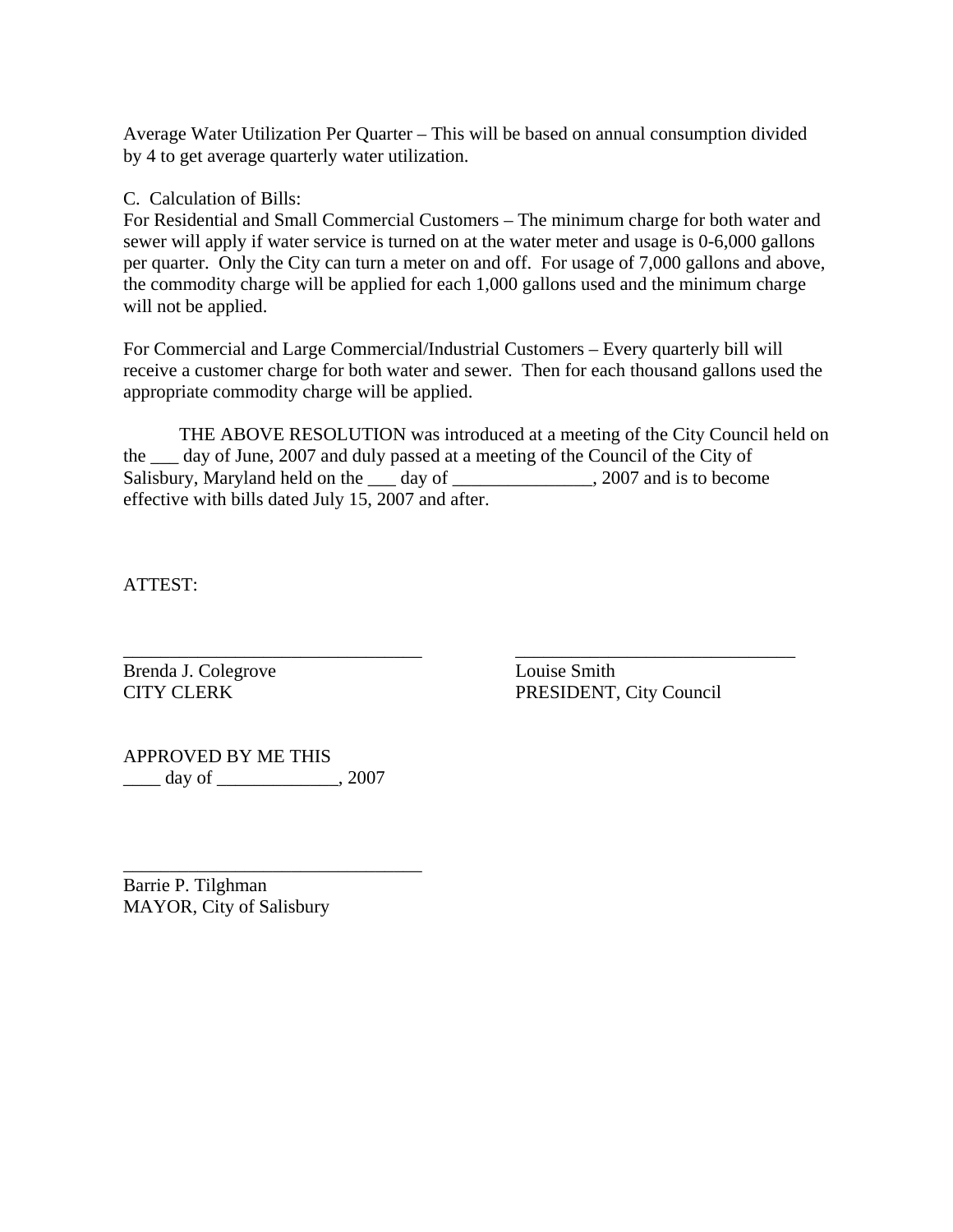Average Water Utilization Per Quarter – This will be based on annual consumption divided by 4 to get average quarterly water utilization.

C. Calculation of Bills:

For Residential and Small Commercial Customers – The minimum charge for both water and sewer will apply if water service is turned on at the water meter and usage is 0-6,000 gallons per quarter. Only the City can turn a meter on and off. For usage of 7,000 gallons and above, the commodity charge will be applied for each 1,000 gallons used and the minimum charge will not be applied.

For Commercial and Large Commercial/Industrial Customers – Every quarterly bill will receive a customer charge for both water and sewer. Then for each thousand gallons used the appropriate commodity charge will be applied.

THE ABOVE RESOLUTION was introduced at a meeting of the City Council held on the ___ day of June, 2007 and duly passed at a meeting of the Council of the City of Salisbury, Maryland held on the ___ day of _______________, 2007 and is to become effective with bills dated July 15, 2007 and after.

ATTEST:

________________________________

Brenda J. Colegrove
CITY CLERK

________________________________

Louise Smith
PRESIDENT, City Council

APPROVED BY ME THIS
____ day of _____________, 2007

________________________________

Barrie P. Tilghman
MAYOR, City of Salisbury